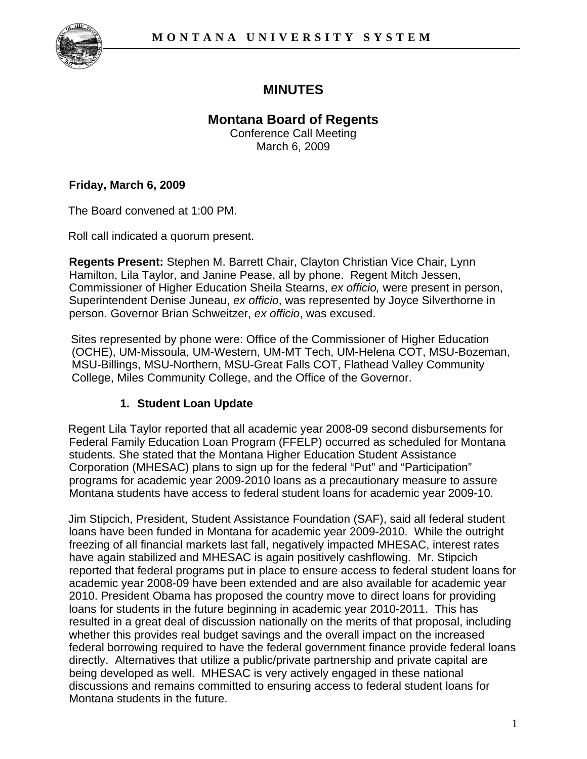# MINUTES

## Montana Board of Regents

Conference Call Meeting
March 6, 2009

**Friday, March 6, 2009**

The Board convened at 1:00 PM.

Roll call indicated a quorum present.

**Regents Present:** Stephen M. Barrett Chair, Clayton Christian Vice Chair, Lynn Hamilton, Lila Taylor, and Janine Pease, all by phone. Regent Mitch Jessen, Commissioner of Higher Education Sheila Stearns, *ex officio,* were present in person, Superintendent Denise Juneau, *ex officio*, was represented by Joyce Silverthorne in person. Governor Brian Schweitzer, *ex officio*, was excused.

Sites represented by phone were: Office of the Commissioner of Higher Education (OCHE), UM-Missoula, UM-Western, UM-MT Tech, UM-Helena COT, MSU-Bozeman, MSU-Billings, MSU-Northern, MSU-Great Falls COT, Flathead Valley Community College, Miles Community College, and the Office of the Governor.

1. **Student Loan Update**

Regent Lila Taylor reported that all academic year 2008-09 second disbursements for Federal Family Education Loan Program (FFELP) occurred as scheduled for Montana students. She stated that the Montana Higher Education Student Assistance Corporation (MHESAC) plans to sign up for the federal "Put" and "Participation" programs for academic year 2009-2010 loans as a precautionary measure to assure Montana students have access to federal student loans for academic year 2009-10.

Jim Stipcich, President, Student Assistance Foundation (SAF), said all federal student loans have been funded in Montana for academic year 2009-2010. While the outright freezing of all financial markets last fall, negatively impacted MHESAC, interest rates have again stabilized and MHESAC is again positively cashflowing. Mr. Stipcich reported that federal programs put in place to ensure access to federal student loans for academic year 2008-09 have been extended and are also available for academic year 2010. President Obama has proposed the country move to direct loans for providing loans for students in the future beginning in academic year 2010-2011. This has resulted in a great deal of discussion nationally on the merits of that proposal, including whether this provides real budget savings and the overall impact on the increased federal borrowing required to have the federal government finance provide federal loans directly. Alternatives that utilize a public/private partnership and private capital are being developed as well. MHESAC is very actively engaged in these national discussions and remains committed to ensuring access to federal student loans for Montana students in the future.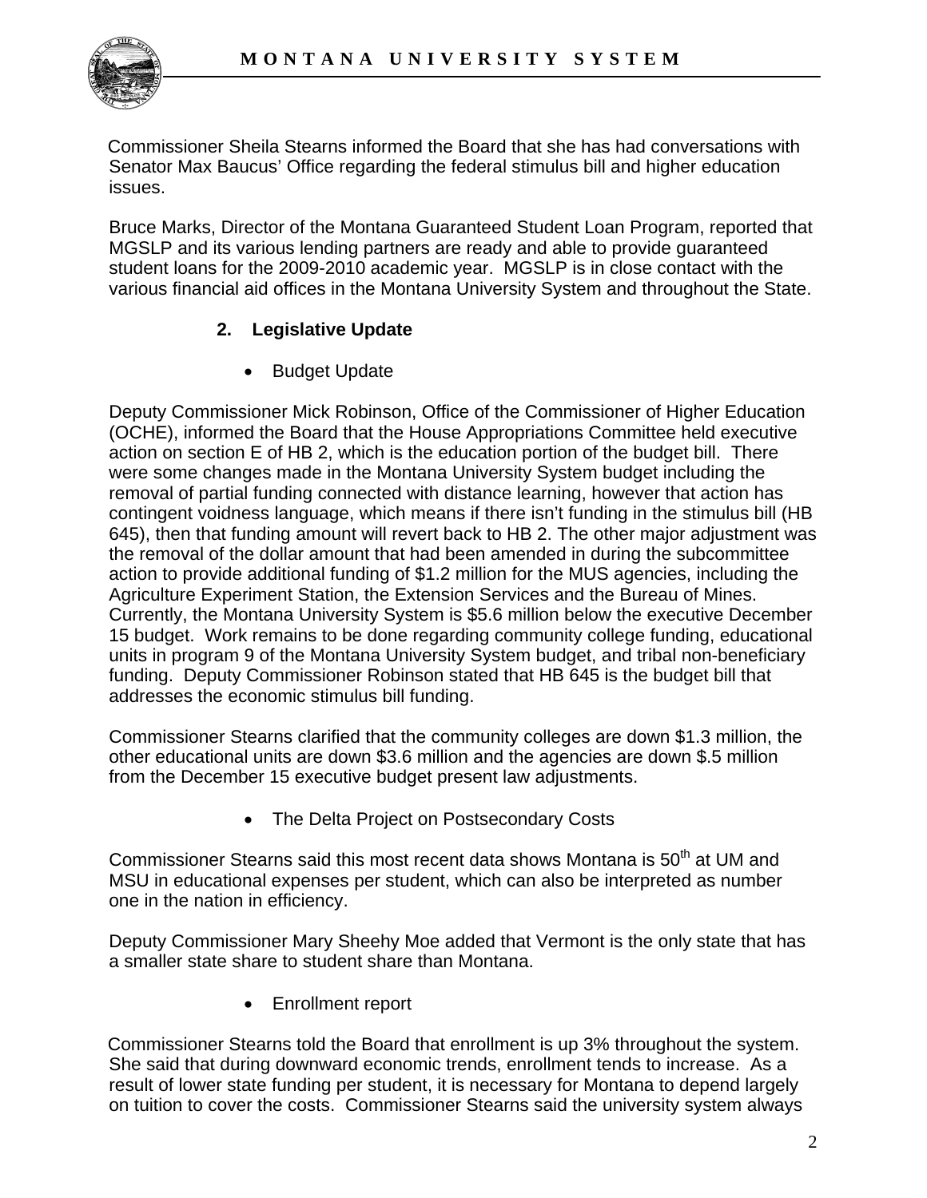Commissioner Sheila Stearns informed the Board that she has had conversations with Senator Max Baucus' Office regarding the federal stimulus bill and higher education issues.

Bruce Marks, Director of the Montana Guaranteed Student Loan Program, reported that MGSLP and its various lending partners are ready and able to provide guaranteed student loans for the 2009-2010 academic year. MGSLP is in close contact with the various financial aid offices in the Montana University System and throughout the State.

## 2. Legislative Update

- Budget Update

Deputy Commissioner Mick Robinson, Office of the Commissioner of Higher Education (OCHE), informed the Board that the House Appropriations Committee held executive action on section E of HB 2, which is the education portion of the budget bill. There were some changes made in the Montana University System budget including the removal of partial funding connected with distance learning, however that action has contingent voidness language, which means if there isn't funding in the stimulus bill (HB 645), then that funding amount will revert back to HB 2. The other major adjustment was the removal of the dollar amount that had been amended in during the subcommittee action to provide additional funding of $1.2 million for the MUS agencies, including the Agriculture Experiment Station, the Extension Services and the Bureau of Mines. Currently, the Montana University System is $5.6 million below the executive December 15 budget. Work remains to be done regarding community college funding, educational units in program 9 of the Montana University System budget, and tribal non-beneficiary funding. Deputy Commissioner Robinson stated that HB 645 is the budget bill that addresses the economic stimulus bill funding.

Commissioner Stearns clarified that the community colleges are down $1.3 million, the other educational units are down $3.6 million and the agencies are down $.5 million from the December 15 executive budget present law adjustments.

- The Delta Project on Postsecondary Costs

Commissioner Stearns said this most recent data shows Montana is 50th at UM and MSU in educational expenses per student, which can also be interpreted as number one in the nation in efficiency.

Deputy Commissioner Mary Sheehy Moe added that Vermont is the only state that has a smaller state share to student share than Montana.

- Enrollment report

Commissioner Stearns told the Board that enrollment is up 3% throughout the system. She said that during downward economic trends, enrollment tends to increase. As a result of lower state funding per student, it is necessary for Montana to depend largely on tuition to cover the costs. Commissioner Stearns said the university system always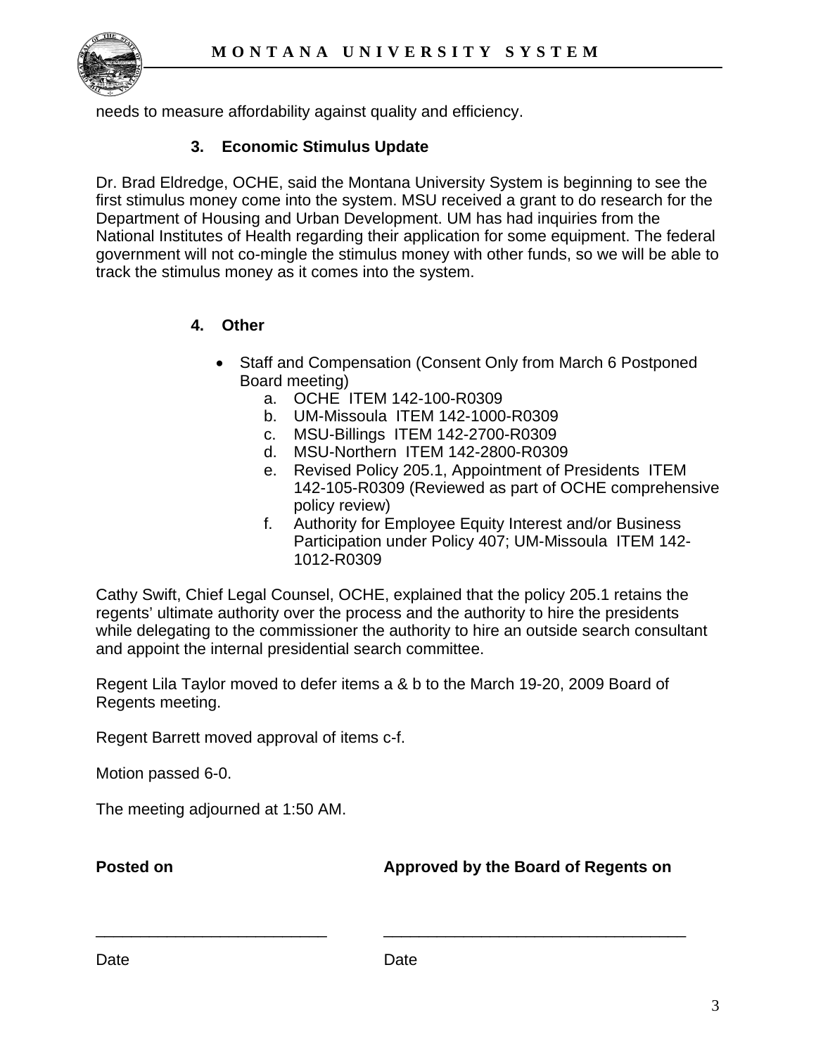needs to measure affordability against quality and efficiency.

### 3. Economic Stimulus Update

Dr. Brad Eldredge, OCHE, said the Montana University System is beginning to see the first stimulus money come into the system. MSU received a grant to do research for the Department of Housing and Urban Development. UM has had inquiries from the National Institutes of Health regarding their application for some equipment. The federal government will not co-mingle the stimulus money with other funds, so we will be able to track the stimulus money as it comes into the system.

### 4. Other

- Staff and Compensation (Consent Only from March 6 Postponed Board meeting)
    a. OCHE ITEM 142-100-R0309
    b. UM-Missoula ITEM 142-1000-R0309
    c. MSU-Billings ITEM 142-2700-R0309
    d. MSU-Northern ITEM 142-2800-R0309
    e. Revised Policy 205.1, Appointment of Presidents ITEM 142-105-R0309 (Reviewed as part of OCHE comprehensive policy review)
    f. Authority for Employee Equity Interest and/or Business Participation under Policy 407; UM-Missoula ITEM 142-1012-R0309

Cathy Swift, Chief Legal Counsel, OCHE, explained that the policy 205.1 retains the regents' ultimate authority over the process and the authority to hire the presidents while delegating to the commissioner the authority to hire an outside search consultant and appoint the internal presidential search committee.

Regent Lila Taylor moved to defer items a & b to the March 19-20, 2009 Board of Regents meeting.

Regent Barrett moved approval of items c-f.

Motion passed 6-0.

The meeting adjourned at 1:50 AM.

| **Posted on** | **Approved by the Board of Regents on** |
|---|---|
| ___________________________ | ___________________________________ |
| Date | Date |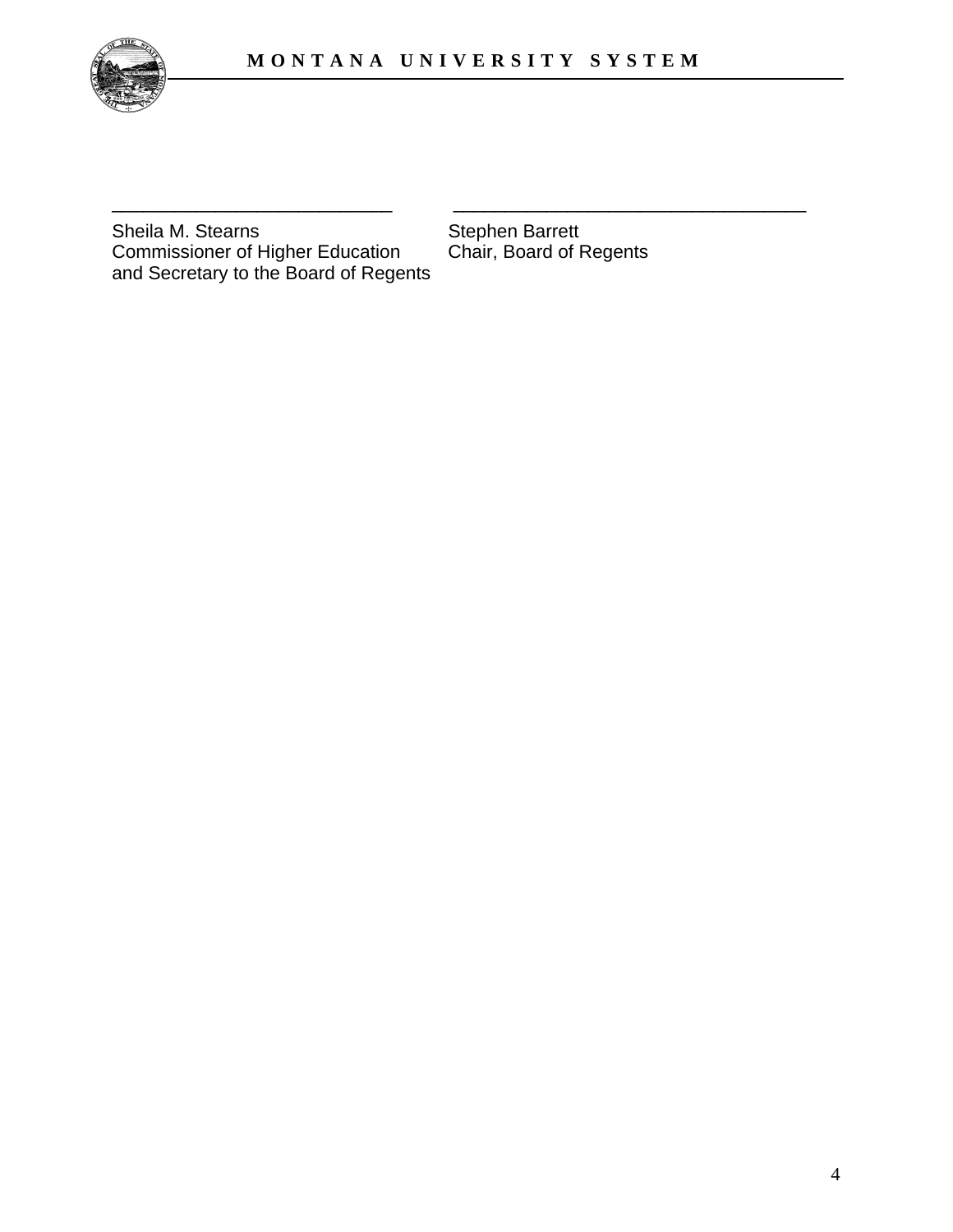\_\_\_\_\_\_\_\_\_\_\_\_\_\_\_\_\_\_\_\_\_\_\_\_\_\_\_\_\_\_\_\_ \_\_\_\_\_\_\_\_\_\_\_\_\_\_\_\_\_\_\_\_\_\_\_\_\_\_\_\_\_\_\_\_\_\_\_\_\_\_\_\_

| | |
|---|---|
| Sheila M. Stearns | Stephen Barrett |
| Commissioner of Higher Education | Chair, Board of Regents |
| and Secretary to the Board of Regents | |